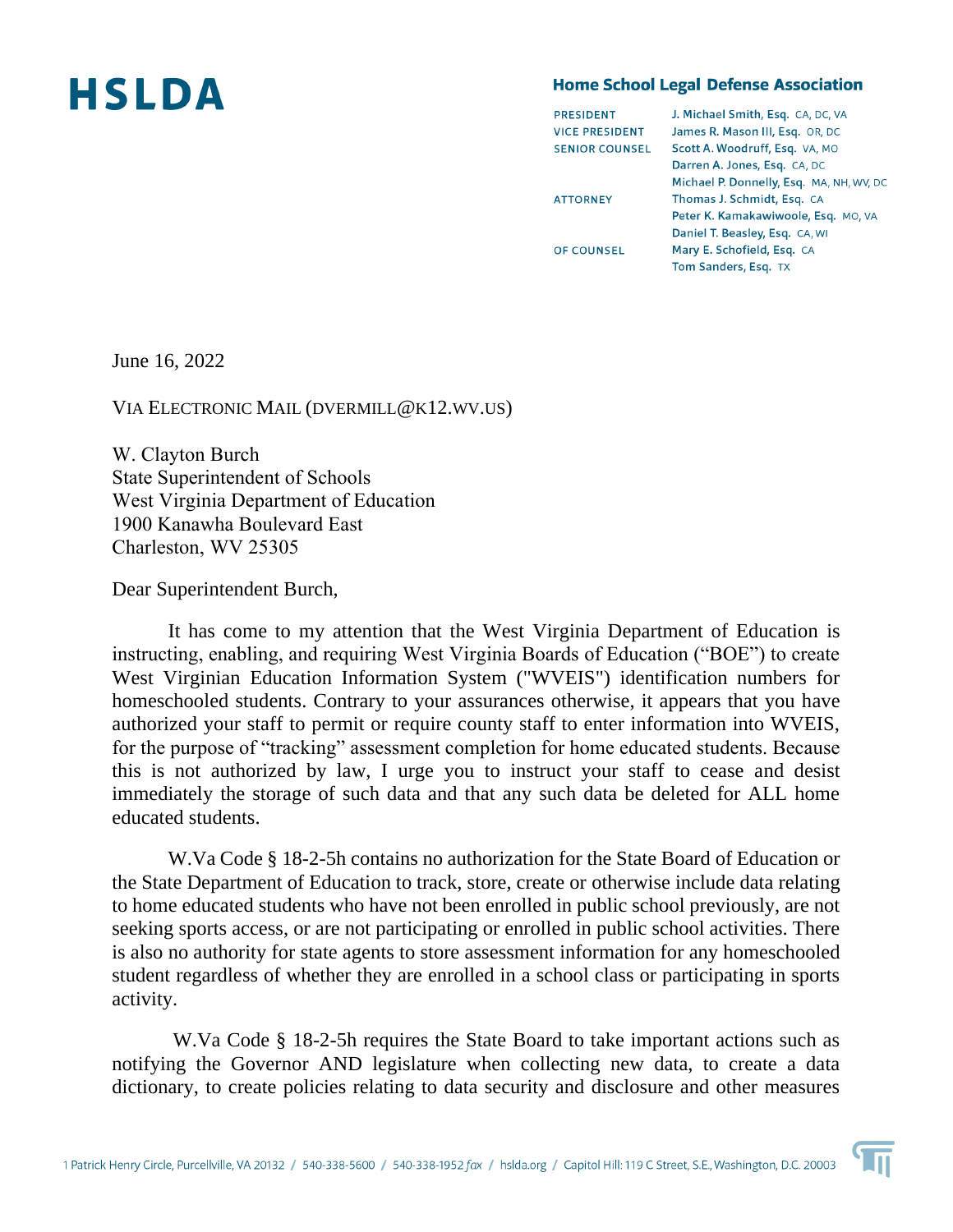# HSLDA

**Home School Legal Defense Association**

| | |
|---|---|
| PRESIDENT | J. Michael Smith, Esq. CA, DC, VA |
| VICE PRESIDENT | James R. Mason III, Esq. OR, DC |
| SENIOR COUNSEL | Scott A. Woodruff, Esq. VA, MO |
| | Darren A. Jones, Esq. CA, DC |
| | Michael P. Donnelly, Esq. MA, NH, WV, DC |
| ATTORNEY | Thomas J. Schmidt, Esq. CA |
| | Peter K. Kamakawiwoole, Esq. MO, VA |
| | Daniel T. Beasley, Esq. CA, WI |
| OF COUNSEL | Mary E. Schofield, Esq. CA |
| | Tom Sanders, Esq. TX |

June 16, 2022

VIA ELECTRONIC MAIL (DVERMILL@K12.WV.US)

W. Clayton Burch
State Superintendent of Schools
West Virginia Department of Education
1900 Kanawha Boulevard East
Charleston, WV 25305

Dear Superintendent Burch,

It has come to my attention that the West Virginia Department of Education is instructing, enabling, and requiring West Virginia Boards of Education ("BOE") to create West Virginian Education Information System ("WVEIS") identification numbers for homeschooled students. Contrary to your assurances otherwise, it appears that you have authorized your staff to permit or require county staff to enter information into WVEIS, for the purpose of "tracking" assessment completion for home educated students. Because this is not authorized by law, I urge you to instruct your staff to cease and desist immediately the storage of such data and that any such data be deleted for ALL home educated students.

W.Va Code § 18-2-5h contains no authorization for the State Board of Education or the State Department of Education to track, store, create or otherwise include data relating to home educated students who have not been enrolled in public school previously, are not seeking sports access, or are not participating or enrolled in public school activities. There is also no authority for state agents to store assessment information for any homeschooled student regardless of whether they are enrolled in a school class or participating in sports activity.

W.Va Code § 18-2-5h requires the State Board to take important actions such as notifying the Governor AND legislature when collecting new data, to create a data dictionary, to create policies relating to data security and disclosure and other measures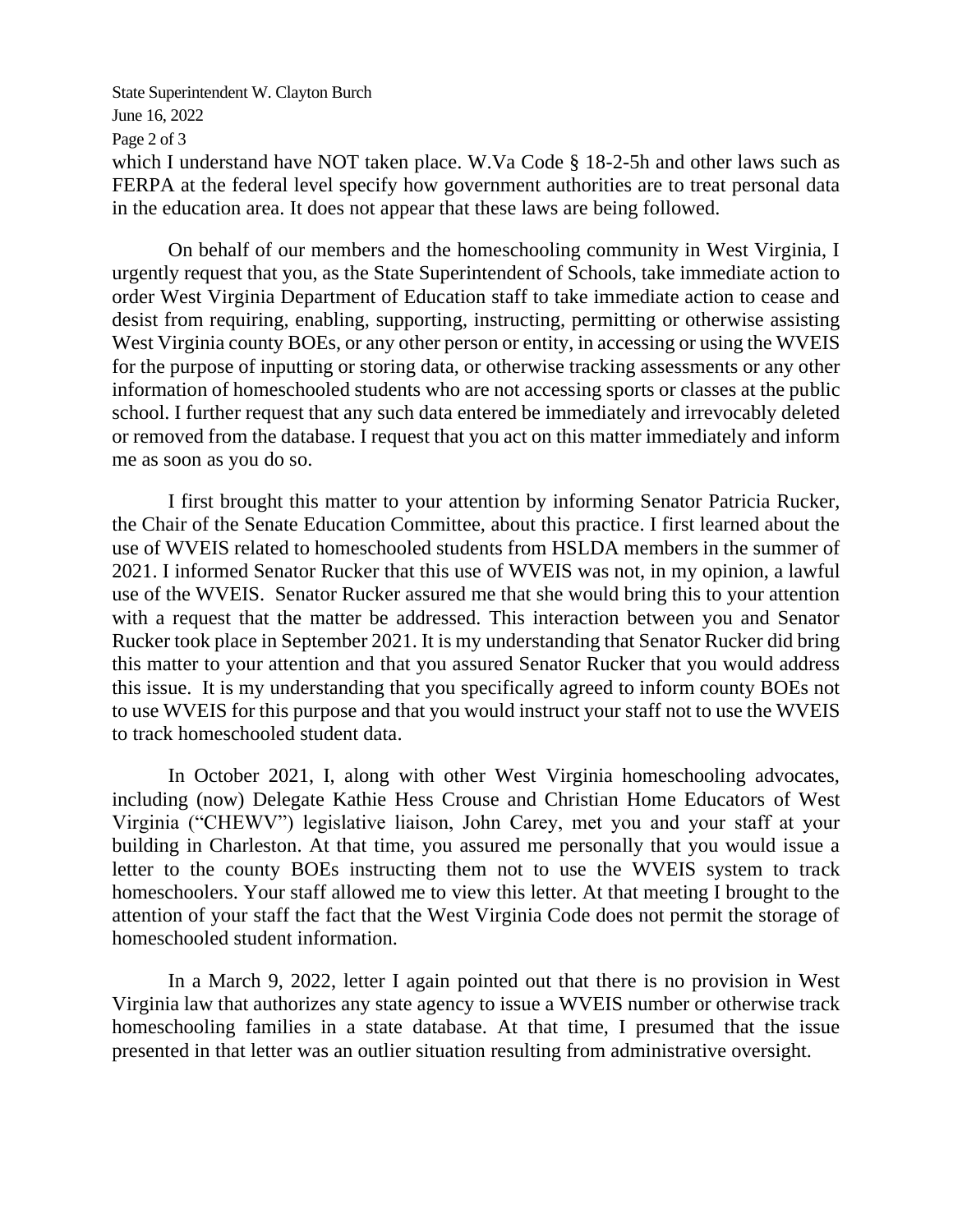which I understand have NOT taken place. W.Va Code § 18-2-5h and other laws such as FERPA at the federal level specify how government authorities are to treat personal data in the education area. It does not appear that these laws are being followed.

On behalf of our members and the homeschooling community in West Virginia, I urgently request that you, as the State Superintendent of Schools, take immediate action to order West Virginia Department of Education staff to take immediate action to cease and desist from requiring, enabling, supporting, instructing, permitting or otherwise assisting West Virginia county BOEs, or any other person or entity, in accessing or using the WVEIS for the purpose of inputting or storing data, or otherwise tracking assessments or any other information of homeschooled students who are not accessing sports or classes at the public school. I further request that any such data entered be immediately and irrevocably deleted or removed from the database. I request that you act on this matter immediately and inform me as soon as you do so.

I first brought this matter to your attention by informing Senator Patricia Rucker, the Chair of the Senate Education Committee, about this practice. I first learned about the use of WVEIS related to homeschooled students from HSLDA members in the summer of 2021. I informed Senator Rucker that this use of WVEIS was not, in my opinion, a lawful use of the WVEIS. Senator Rucker assured me that she would bring this to your attention with a request that the matter be addressed. This interaction between you and Senator Rucker took place in September 2021. It is my understanding that Senator Rucker did bring this matter to your attention and that you assured Senator Rucker that you would address this issue. It is my understanding that you specifically agreed to inform county BOEs not to use WVEIS for this purpose and that you would instruct your staff not to use the WVEIS to track homeschooled student data.

In October 2021, I, along with other West Virginia homeschooling advocates, including (now) Delegate Kathie Hess Crouse and Christian Home Educators of West Virginia ("CHEWV") legislative liaison, John Carey, met you and your staff at your building in Charleston. At that time, you assured me personally that you would issue a letter to the county BOEs instructing them not to use the WVEIS system to track homeschoolers. Your staff allowed me to view this letter. At that meeting I brought to the attention of your staff the fact that the West Virginia Code does not permit the storage of homeschooled student information.

In a March 9, 2022, letter I again pointed out that there is no provision in West Virginia law that authorizes any state agency to issue a WVEIS number or otherwise track homeschooling families in a state database. At that time, I presumed that the issue presented in that letter was an outlier situation resulting from administrative oversight.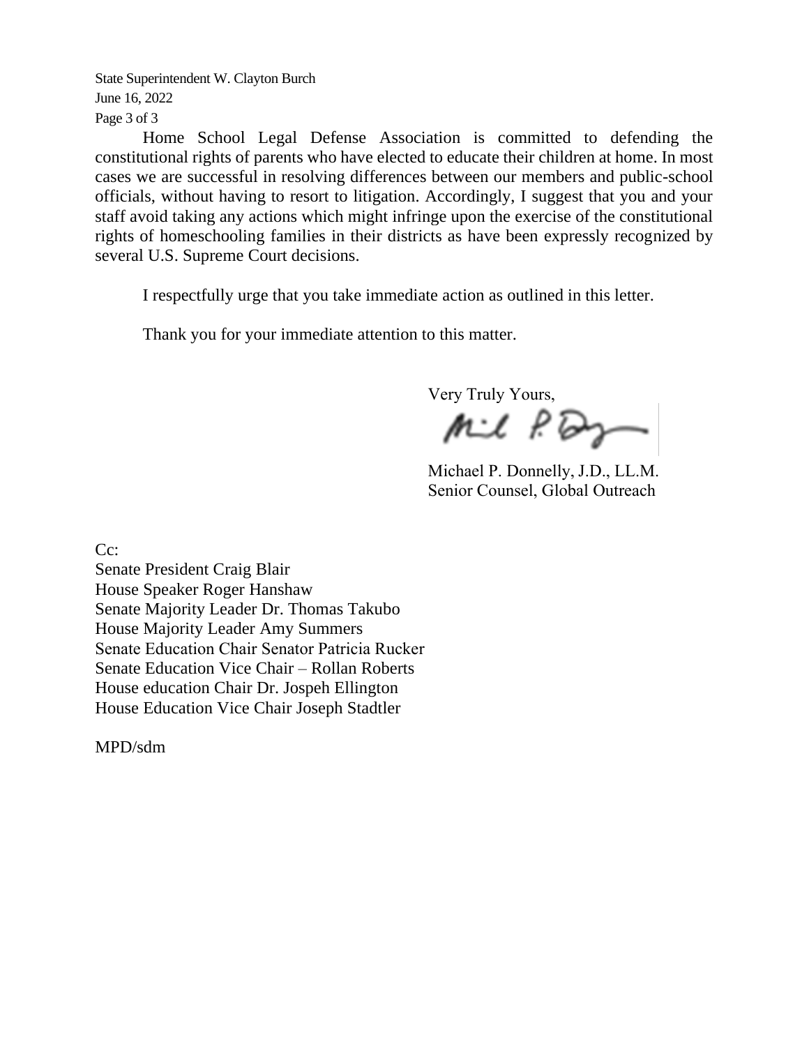Home School Legal Defense Association is committed to defending the constitutional rights of parents who have elected to educate their children at home. In most cases we are successful in resolving differences between our members and public-school officials, without having to resort to litigation. Accordingly, I suggest that you and your staff avoid taking any actions which might infringe upon the exercise of the constitutional rights of homeschooling families in their districts as have been expressly recognized by several U.S. Supreme Court decisions.

I respectfully urge that you take immediate action as outlined in this letter.

Thank you for your immediate attention to this matter.

Very Truly Yours,

Michael P. Donnelly, J.D., LL.M.
Senior Counsel, Global Outreach

Cc:
Senate President Craig Blair
House Speaker Roger Hanshaw
Senate Majority Leader Dr. Thomas Takubo
House Majority Leader Amy Summers
Senate Education Chair Senator Patricia Rucker
Senate Education Vice Chair – Rollan Roberts
House education Chair Dr. Jospeh Ellington
House Education Vice Chair Joseph Stadtler

MPD/sdm